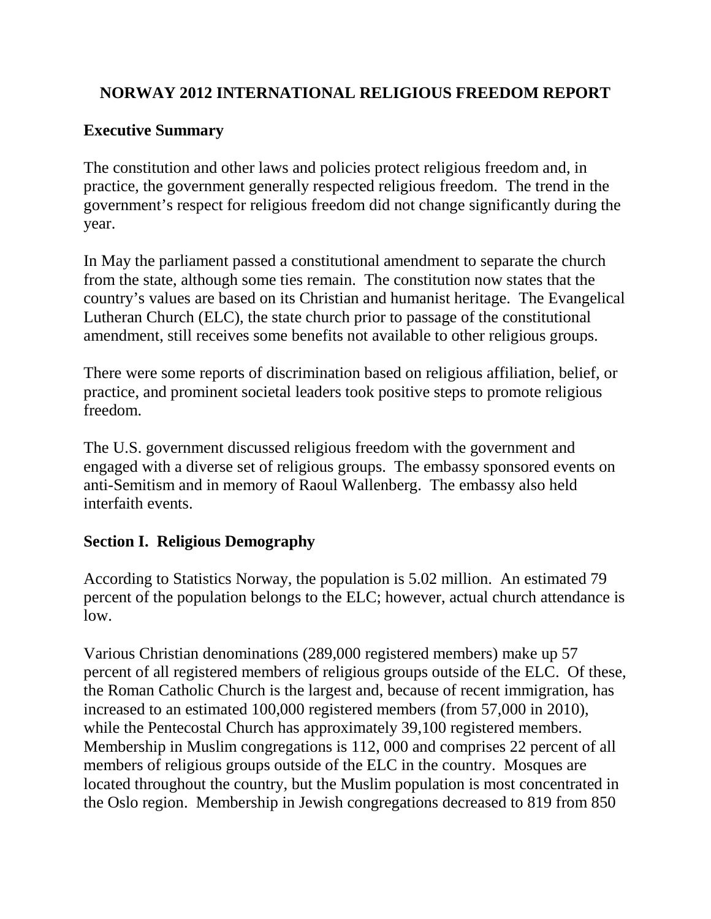# NORWAY 2012 INTERNATIONAL RELIGIOUS FREEDOM REPORT

## Executive Summary

The constitution and other laws and policies protect religious freedom and, in practice, the government generally respected religious freedom. The trend in the government's respect for religious freedom did not change significantly during the year.

In May the parliament passed a constitutional amendment to separate the church from the state, although some ties remain. The constitution now states that the country's values are based on its Christian and humanist heritage. The Evangelical Lutheran Church (ELC), the state church prior to passage of the constitutional amendment, still receives some benefits not available to other religious groups.

There were some reports of discrimination based on religious affiliation, belief, or practice, and prominent societal leaders took positive steps to promote religious freedom.

The U.S. government discussed religious freedom with the government and engaged with a diverse set of religious groups. The embassy sponsored events on anti-Semitism and in memory of Raoul Wallenberg. The embassy also held interfaith events.

## Section I. Religious Demography

According to Statistics Norway, the population is 5.02 million. An estimated 79 percent of the population belongs to the ELC; however, actual church attendance is low.

Various Christian denominations (289,000 registered members) make up 57 percent of all registered members of religious groups outside of the ELC. Of these, the Roman Catholic Church is the largest and, because of recent immigration, has increased to an estimated 100,000 registered members (from 57,000 in 2010), while the Pentecostal Church has approximately 39,100 registered members. Membership in Muslim congregations is 112, 000 and comprises 22 percent of all members of religious groups outside of the ELC in the country. Mosques are located throughout the country, but the Muslim population is most concentrated in the Oslo region. Membership in Jewish congregations decreased to 819 from 850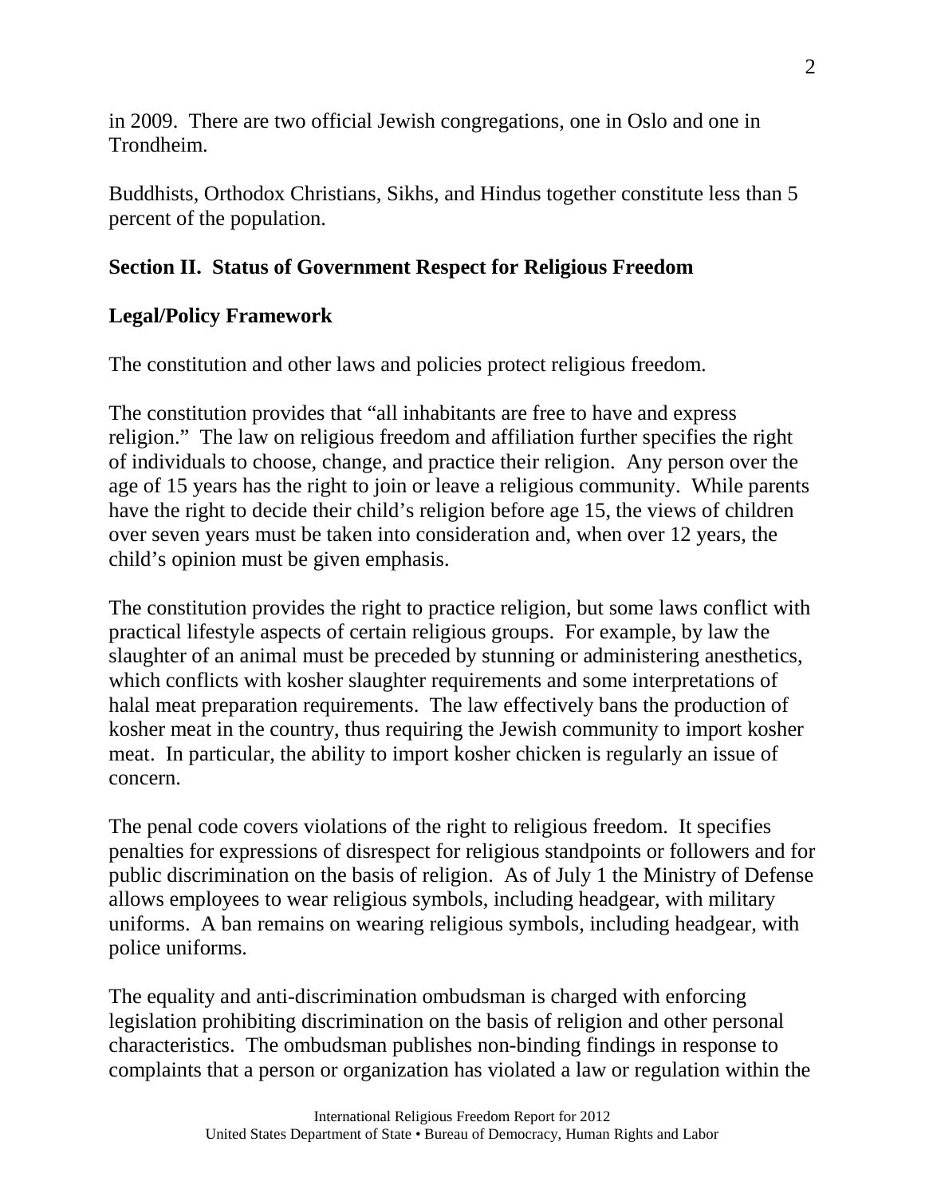in 2009. There are two official Jewish congregations, one in Oslo and one in Trondheim.

Buddhists, Orthodox Christians, Sikhs, and Hindus together constitute less than 5 percent of the population.

## Section II. Status of Government Respect for Religious Freedom

### Legal/Policy Framework

The constitution and other laws and policies protect religious freedom.

The constitution provides that "all inhabitants are free to have and express religion." The law on religious freedom and affiliation further specifies the right of individuals to choose, change, and practice their religion. Any person over the age of 15 years has the right to join or leave a religious community. While parents have the right to decide their child's religion before age 15, the views of children over seven years must be taken into consideration and, when over 12 years, the child's opinion must be given emphasis.

The constitution provides the right to practice religion, but some laws conflict with practical lifestyle aspects of certain religious groups. For example, by law the slaughter of an animal must be preceded by stunning or administering anesthetics, which conflicts with kosher slaughter requirements and some interpretations of halal meat preparation requirements. The law effectively bans the production of kosher meat in the country, thus requiring the Jewish community to import kosher meat. In particular, the ability to import kosher chicken is regularly an issue of concern.

The penal code covers violations of the right to religious freedom. It specifies penalties for expressions of disrespect for religious standpoints or followers and for public discrimination on the basis of religion. As of July 1 the Ministry of Defense allows employees to wear religious symbols, including headgear, with military uniforms. A ban remains on wearing religious symbols, including headgear, with police uniforms.

The equality and anti-discrimination ombudsman is charged with enforcing legislation prohibiting discrimination on the basis of religion and other personal characteristics. The ombudsman publishes non-binding findings in response to complaints that a person or organization has violated a law or regulation within the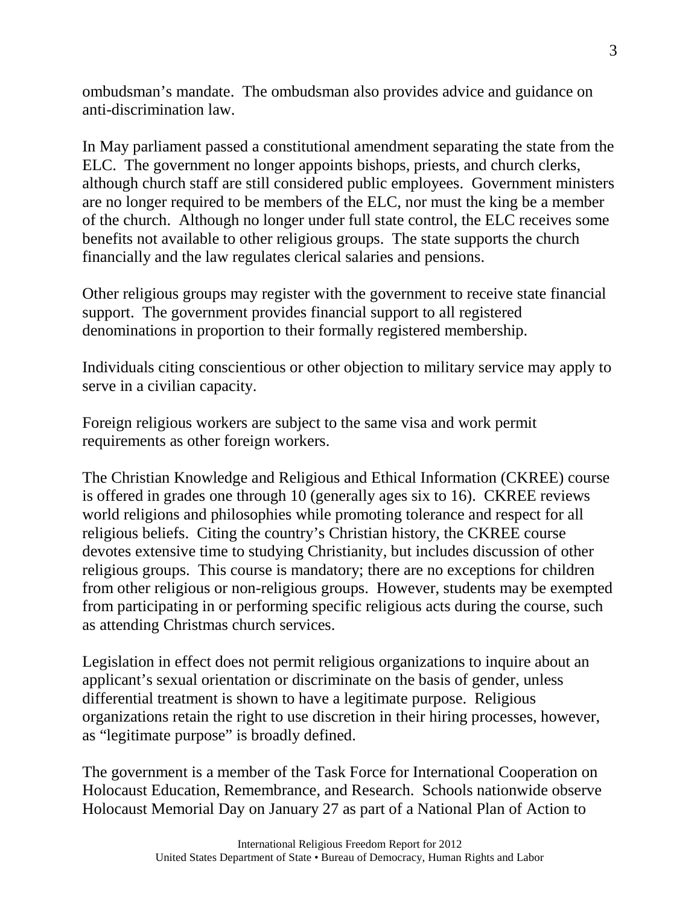ombudsman's mandate. The ombudsman also provides advice and guidance on anti-discrimination law.

In May parliament passed a constitutional amendment separating the state from the ELC. The government no longer appoints bishops, priests, and church clerks, although church staff are still considered public employees. Government ministers are no longer required to be members of the ELC, nor must the king be a member of the church. Although no longer under full state control, the ELC receives some benefits not available to other religious groups. The state supports the church financially and the law regulates clerical salaries and pensions.

Other religious groups may register with the government to receive state financial support. The government provides financial support to all registered denominations in proportion to their formally registered membership.

Individuals citing conscientious or other objection to military service may apply to serve in a civilian capacity.

Foreign religious workers are subject to the same visa and work permit requirements as other foreign workers.

The Christian Knowledge and Religious and Ethical Information (CKREE) course is offered in grades one through 10 (generally ages six to 16). CKREE reviews world religions and philosophies while promoting tolerance and respect for all religious beliefs. Citing the country's Christian history, the CKREE course devotes extensive time to studying Christianity, but includes discussion of other religious groups. This course is mandatory; there are no exceptions for children from other religious or non-religious groups. However, students may be exempted from participating in or performing specific religious acts during the course, such as attending Christmas church services.

Legislation in effect does not permit religious organizations to inquire about an applicant's sexual orientation or discriminate on the basis of gender, unless differential treatment is shown to have a legitimate purpose. Religious organizations retain the right to use discretion in their hiring processes, however, as "legitimate purpose" is broadly defined.

The government is a member of the Task Force for International Cooperation on Holocaust Education, Remembrance, and Research. Schools nationwide observe Holocaust Memorial Day on January 27 as part of a National Plan of Action to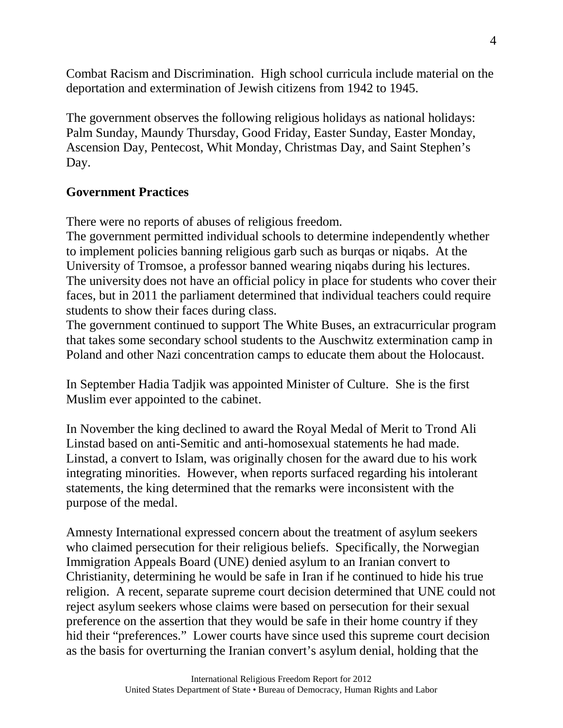Combat Racism and Discrimination. High school curricula include material on the deportation and extermination of Jewish citizens from 1942 to 1945.

The government observes the following religious holidays as national holidays: Palm Sunday, Maundy Thursday, Good Friday, Easter Sunday, Easter Monday, Ascension Day, Pentecost, Whit Monday, Christmas Day, and Saint Stephen's Day.

## Government Practices

There were no reports of abuses of religious freedom.

The government permitted individual schools to determine independently whether to implement policies banning religious garb such as burqas or niqabs. At the University of Tromsoe, a professor banned wearing niqabs during his lectures. The university does not have an official policy in place for students who cover their faces, but in 2011 the parliament determined that individual teachers could require students to show their faces during class.

The government continued to support The White Buses, an extracurricular program that takes some secondary school students to the Auschwitz extermination camp in Poland and other Nazi concentration camps to educate them about the Holocaust.

In September Hadia Tadjik was appointed Minister of Culture. She is the first Muslim ever appointed to the cabinet.

In November the king declined to award the Royal Medal of Merit to Trond Ali Linstad based on anti-Semitic and anti-homosexual statements he had made. Linstad, a convert to Islam, was originally chosen for the award due to his work integrating minorities. However, when reports surfaced regarding his intolerant statements, the king determined that the remarks were inconsistent with the purpose of the medal.

Amnesty International expressed concern about the treatment of asylum seekers who claimed persecution for their religious beliefs. Specifically, the Norwegian Immigration Appeals Board (UNE) denied asylum to an Iranian convert to Christianity, determining he would be safe in Iran if he continued to hide his true religion. A recent, separate supreme court decision determined that UNE could not reject asylum seekers whose claims were based on persecution for their sexual preference on the assertion that they would be safe in their home country if they hid their "preferences." Lower courts have since used this supreme court decision as the basis for overturning the Iranian convert's asylum denial, holding that the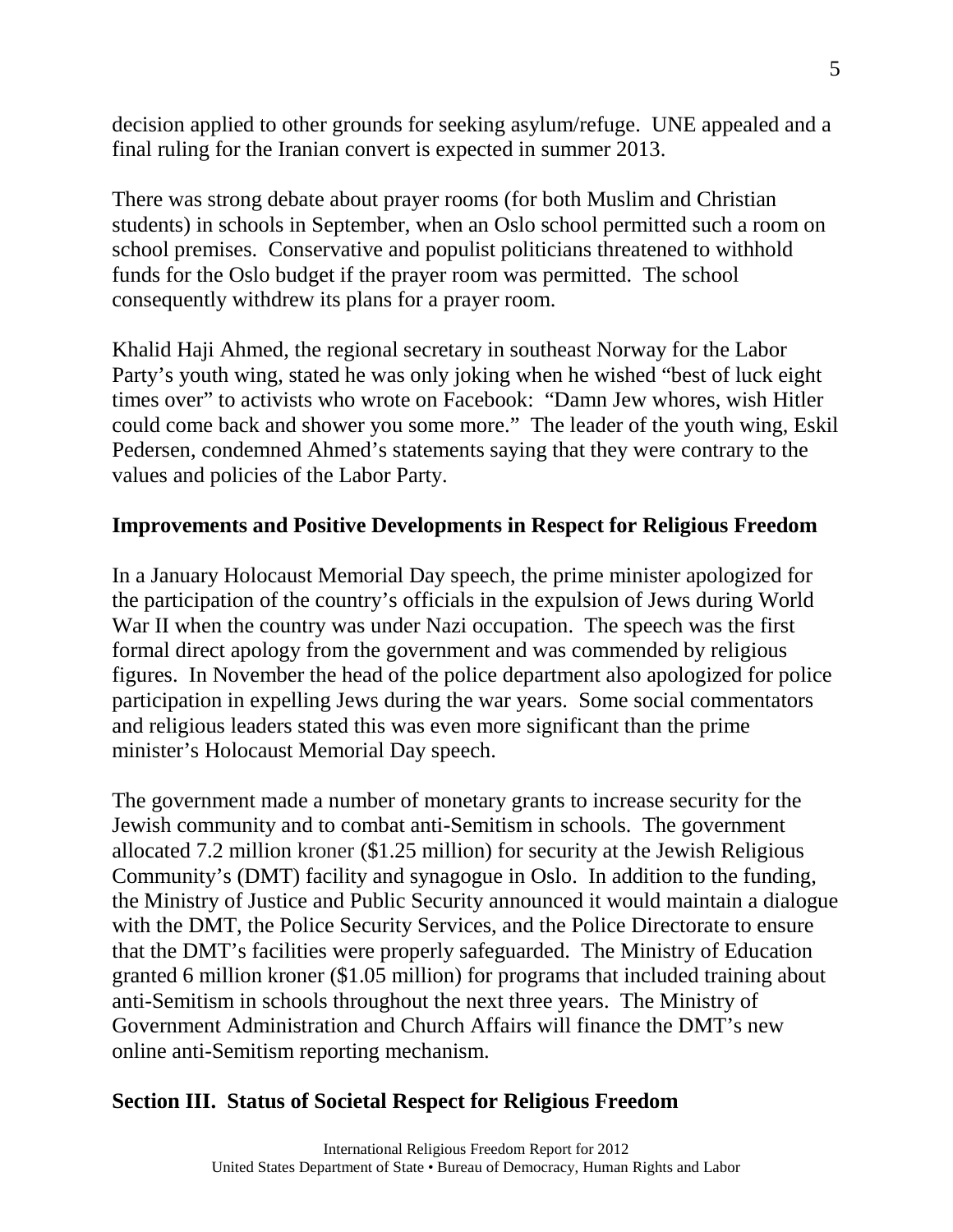decision applied to other grounds for seeking asylum/refuge. UNE appealed and a final ruling for the Iranian convert is expected in summer 2013.

There was strong debate about prayer rooms (for both Muslim and Christian students) in schools in September, when an Oslo school permitted such a room on school premises. Conservative and populist politicians threatened to withhold funds for the Oslo budget if the prayer room was permitted. The school consequently withdrew its plans for a prayer room.

Khalid Haji Ahmed, the regional secretary in southeast Norway for the Labor Party's youth wing, stated he was only joking when he wished "best of luck eight times over" to activists who wrote on Facebook: "Damn Jew whores, wish Hitler could come back and shower you some more." The leader of the youth wing, Eskil Pedersen, condemned Ahmed's statements saying that they were contrary to the values and policies of the Labor Party.

**Improvements and Positive Developments in Respect for Religious Freedom**

In a January Holocaust Memorial Day speech, the prime minister apologized for the participation of the country's officials in the expulsion of Jews during World War II when the country was under Nazi occupation. The speech was the first formal direct apology from the government and was commended by religious figures. In November the head of the police department also apologized for police participation in expelling Jews during the war years. Some social commentators and religious leaders stated this was even more significant than the prime minister's Holocaust Memorial Day speech.

The government made a number of monetary grants to increase security for the Jewish community and to combat anti-Semitism in schools. The government allocated 7.2 million kroner ($1.25 million) for security at the Jewish Religious Community's (DMT) facility and synagogue in Oslo. In addition to the funding, the Ministry of Justice and Public Security announced it would maintain a dialogue with the DMT, the Police Security Services, and the Police Directorate to ensure that the DMT's facilities were properly safeguarded. The Ministry of Education granted 6 million kroner ($1.05 million) for programs that included training about anti-Semitism in schools throughout the next three years. The Ministry of Government Administration and Church Affairs will finance the DMT's new online anti-Semitism reporting mechanism.

## Section III. Status of Societal Respect for Religious Freedom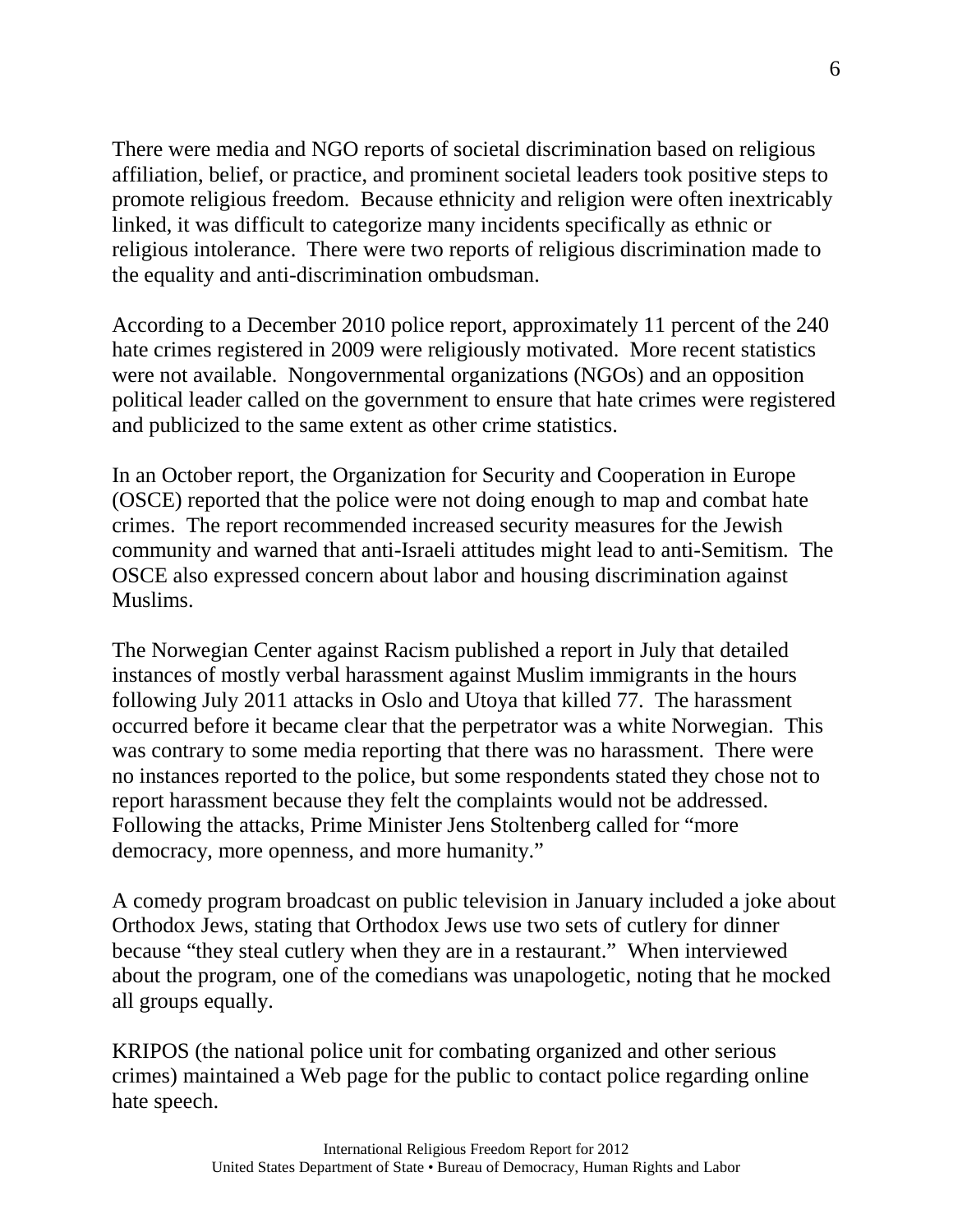There were media and NGO reports of societal discrimination based on religious affiliation, belief, or practice, and prominent societal leaders took positive steps to promote religious freedom. Because ethnicity and religion were often inextricably linked, it was difficult to categorize many incidents specifically as ethnic or religious intolerance. There were two reports of religious discrimination made to the equality and anti-discrimination ombudsman.

According to a December 2010 police report, approximately 11 percent of the 240 hate crimes registered in 2009 were religiously motivated. More recent statistics were not available. Nongovernmental organizations (NGOs) and an opposition political leader called on the government to ensure that hate crimes were registered and publicized to the same extent as other crime statistics.

In an October report, the Organization for Security and Cooperation in Europe (OSCE) reported that the police were not doing enough to map and combat hate crimes. The report recommended increased security measures for the Jewish community and warned that anti-Israeli attitudes might lead to anti-Semitism. The OSCE also expressed concern about labor and housing discrimination against Muslims.

The Norwegian Center against Racism published a report in July that detailed instances of mostly verbal harassment against Muslim immigrants in the hours following July 2011 attacks in Oslo and Utoya that killed 77. The harassment occurred before it became clear that the perpetrator was a white Norwegian. This was contrary to some media reporting that there was no harassment. There were no instances reported to the police, but some respondents stated they chose not to report harassment because they felt the complaints would not be addressed. Following the attacks, Prime Minister Jens Stoltenberg called for "more democracy, more openness, and more humanity."

A comedy program broadcast on public television in January included a joke about Orthodox Jews, stating that Orthodox Jews use two sets of cutlery for dinner because "they steal cutlery when they are in a restaurant." When interviewed about the program, one of the comedians was unapologetic, noting that he mocked all groups equally.

KRIPOS (the national police unit for combating organized and other serious crimes) maintained a Web page for the public to contact police regarding online hate speech.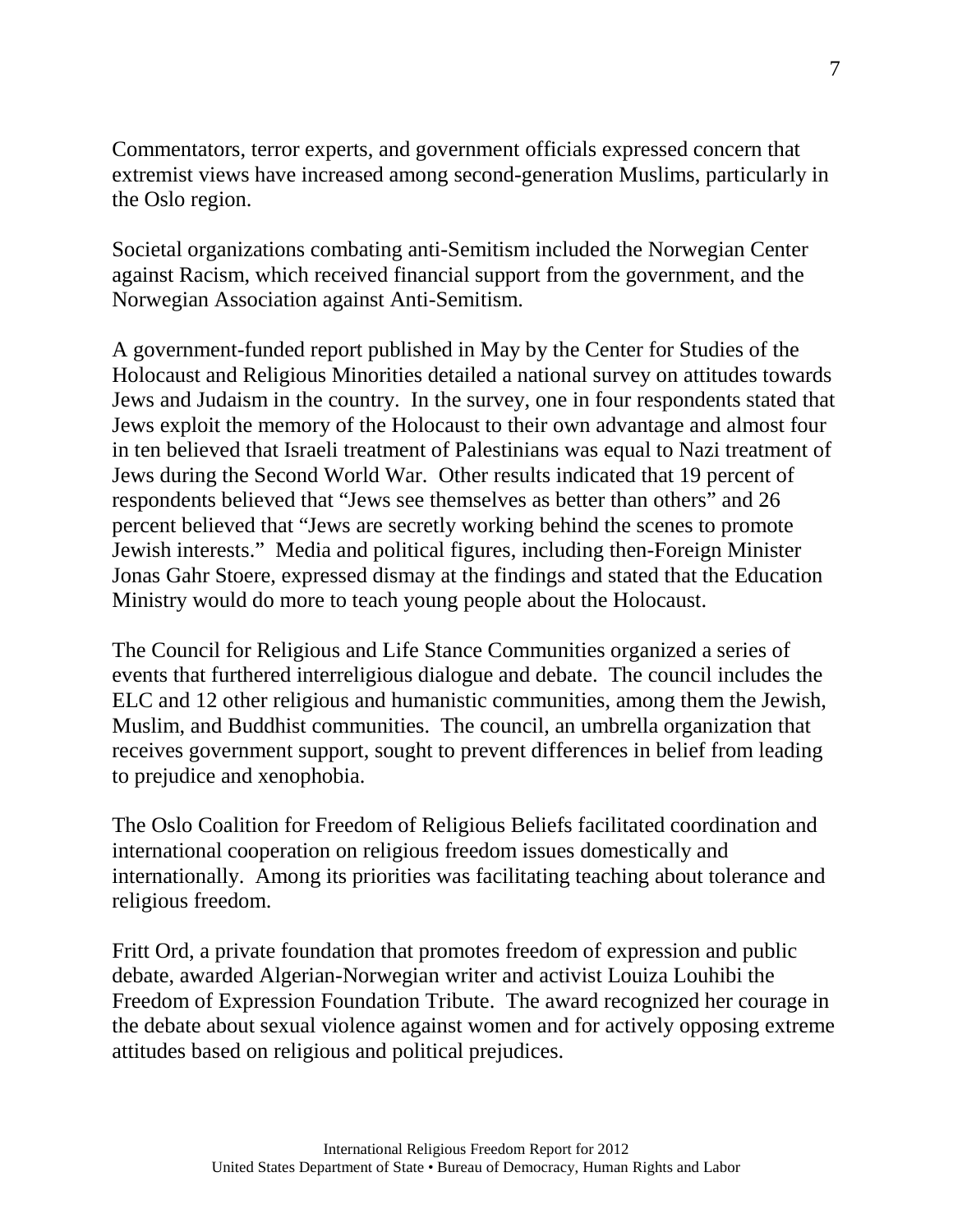Commentators, terror experts, and government officials expressed concern that extremist views have increased among second-generation Muslims, particularly in the Oslo region.

Societal organizations combating anti-Semitism included the Norwegian Center against Racism, which received financial support from the government, and the Norwegian Association against Anti-Semitism.

A government-funded report published in May by the Center for Studies of the Holocaust and Religious Minorities detailed a national survey on attitudes towards Jews and Judaism in the country. In the survey, one in four respondents stated that Jews exploit the memory of the Holocaust to their own advantage and almost four in ten believed that Israeli treatment of Palestinians was equal to Nazi treatment of Jews during the Second World War. Other results indicated that 19 percent of respondents believed that "Jews see themselves as better than others" and 26 percent believed that "Jews are secretly working behind the scenes to promote Jewish interests." Media and political figures, including then-Foreign Minister Jonas Gahr Stoere, expressed dismay at the findings and stated that the Education Ministry would do more to teach young people about the Holocaust.

The Council for Religious and Life Stance Communities organized a series of events that furthered interreligious dialogue and debate. The council includes the ELC and 12 other religious and humanistic communities, among them the Jewish, Muslim, and Buddhist communities. The council, an umbrella organization that receives government support, sought to prevent differences in belief from leading to prejudice and xenophobia.

The Oslo Coalition for Freedom of Religious Beliefs facilitated coordination and international cooperation on religious freedom issues domestically and internationally. Among its priorities was facilitating teaching about tolerance and religious freedom.

Fritt Ord, a private foundation that promotes freedom of expression and public debate, awarded Algerian-Norwegian writer and activist Louiza Louhibi the Freedom of Expression Foundation Tribute. The award recognized her courage in the debate about sexual violence against women and for actively opposing extreme attitudes based on religious and political prejudices.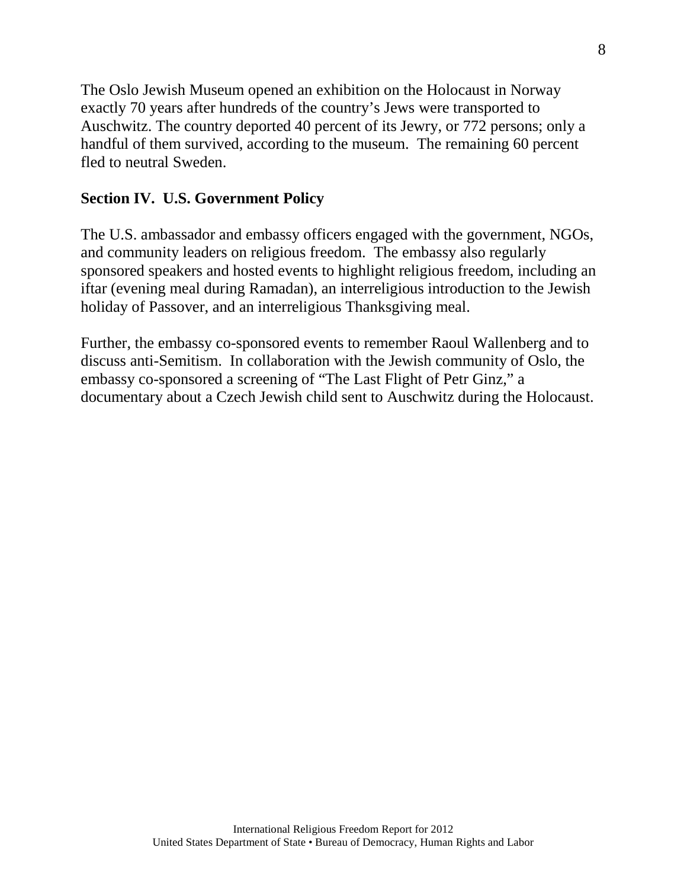The Oslo Jewish Museum opened an exhibition on the Holocaust in Norway exactly 70 years after hundreds of the country's Jews were transported to Auschwitz. The country deported 40 percent of its Jewry, or 772 persons; only a handful of them survived, according to the museum. The remaining 60 percent fled to neutral Sweden.

## Section IV. U.S. Government Policy

The U.S. ambassador and embassy officers engaged with the government, NGOs, and community leaders on religious freedom. The embassy also regularly sponsored speakers and hosted events to highlight religious freedom, including an iftar (evening meal during Ramadan), an interreligious introduction to the Jewish holiday of Passover, and an interreligious Thanksgiving meal.

Further, the embassy co-sponsored events to remember Raoul Wallenberg and to discuss anti-Semitism. In collaboration with the Jewish community of Oslo, the embassy co-sponsored a screening of "The Last Flight of Petr Ginz," a documentary about a Czech Jewish child sent to Auschwitz during the Holocaust.